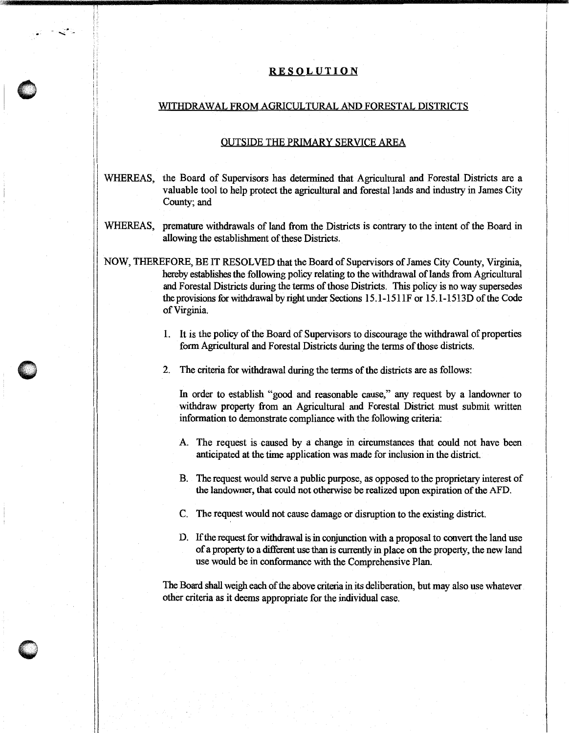# RESOLUTION

## WITHDRAWAL FROM AGRICULTURAL AND FORESTAL DISTRICTS

## OUTSIDE THE PRIMARY SERVICE AREA

WHEREAS, the Board of Supervisors has determined that Agricultural and Forestal Districts are a valuable tool to help protect the agricultural and forestal lands and industry in James City County; and

WHEREAS, premature withdrawals of land from the Districts is contrary to the intent of the Board in allowing the establishment of these Districts.

NOW, THEREFORE, BE IT RESOLVED that the Board of Supervisors of James City County, Virginia, hereby establishes the following policy relating to the withdrawal of lands from Agricultural and Forestal Districts during the terms of those Districts. This policy is no way supersedes the provisions for withdrawal by right under Sections 15.1-1511F or 15.1-1513D of the Code of Virginia.

1. It is the policy of the Board of Supervisors to discourage the withdrawal of properties form Agricultural and Forestal Districts during the terms of those districts.

2. The criteria for withdrawal during the terms of the districts are as follows:

   In order to establish "good and reasonable cause," any request by a landowner to withdraw property from an Agricultural and Forestal District must submit written information to demonstrate compliance with the following criteria:

   A. The request is caused by a change in circumstances that could not have been anticipated at the time application was made for inclusion in the district.

   B. The request would serve a public purpose, as opposed to the proprietary interest of the landowner, that could not otherwise be realized upon expiration of the AFD.

   C. The request would not cause damage or disruption to the existing district.

   D. If the request for withdrawal is in conjunction with a proposal to convert the land use of a property to a different use than is currently in place on the property, the new land use would be in conformance with the Comprehensive Plan.

   The Board shall weigh each of the above criteria in its deliberation, but may also use whatever other criteria as it deems appropriate for the individual case.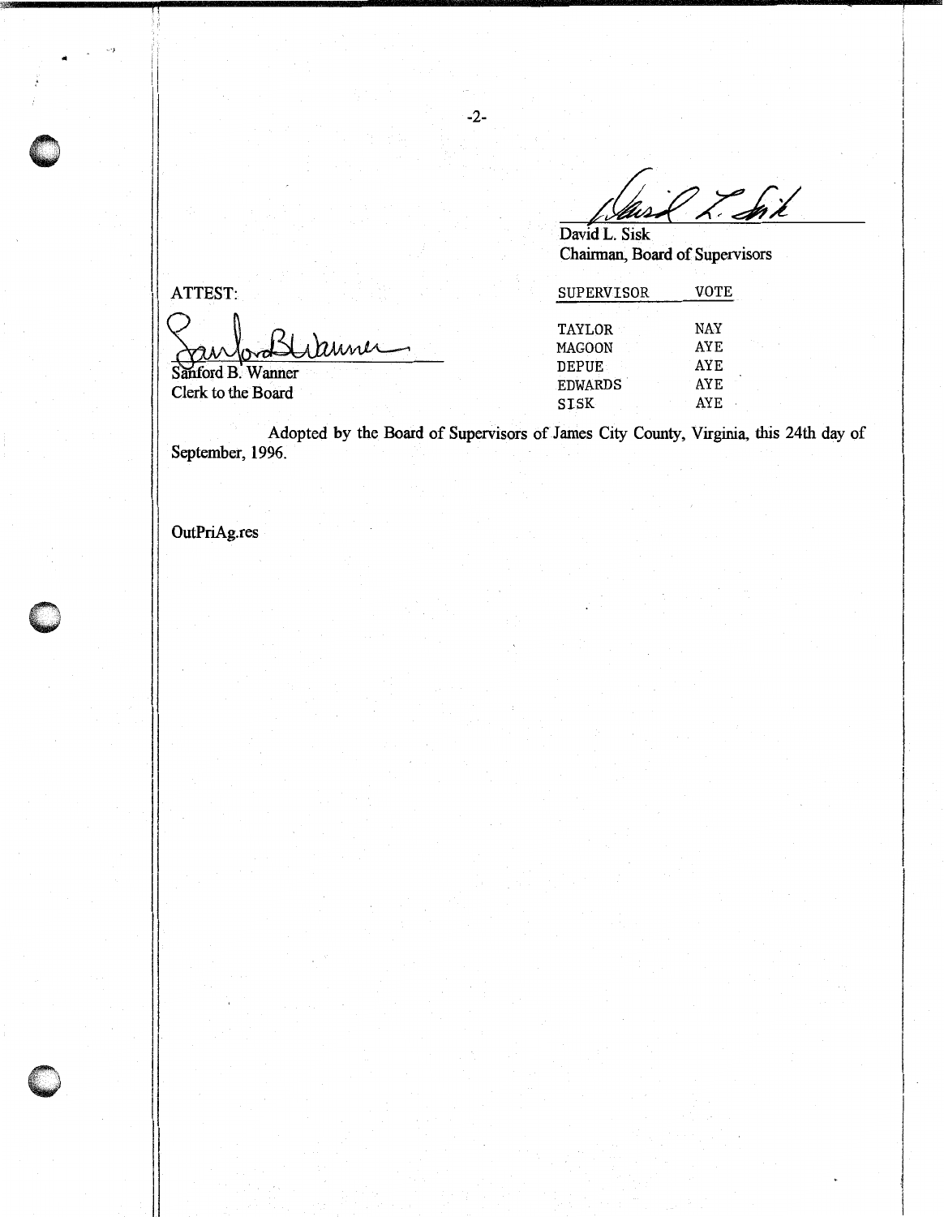David L. Sisk
Chairman, Board of Supervisors

ATTEST:

Sanford B. Wanner
Clerk to the Board

| SUPERVISOR | VOTE |
|---|---|
| TAYLOR | NAY |
| MAGOON | AYE |
| DEPUE | AYE |
| EDWARDS | AYE |
| SISK | AYE |

Adopted by the Board of Supervisors of James City County, Virginia, this 24th day of September, 1996.

OutPriAg.res